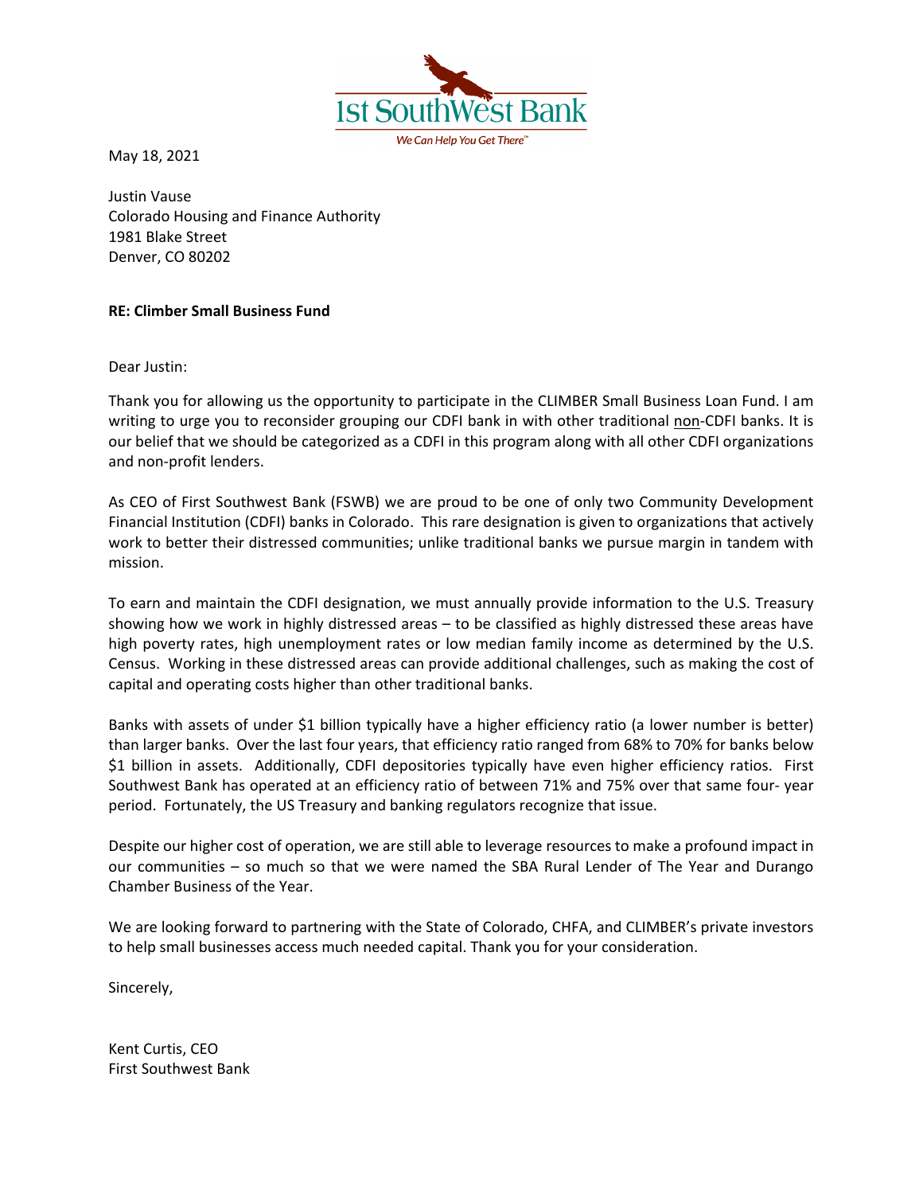1st SouthWest Bank

*We Can Help You Get There*™

May 18, 2021

Justin Vause
Colorado Housing and Finance Authority
1981 Blake Street
Denver, CO 80202

**RE: Climber Small Business Fund**

Dear Justin:

Thank you for allowing us the opportunity to participate in the CLIMBER Small Business Loan Fund. I am writing to urge you to reconsider grouping our CDFI bank in with other traditional non-CDFI banks. It is our belief that we should be categorized as a CDFI in this program along with all other CDFI organizations and non-profit lenders.

As CEO of First Southwest Bank (FSWB) we are proud to be one of only two Community Development Financial Institution (CDFI) banks in Colorado. This rare designation is given to organizations that actively work to better their distressed communities; unlike traditional banks we pursue margin in tandem with mission.

To earn and maintain the CDFI designation, we must annually provide information to the U.S. Treasury showing how we work in highly distressed areas – to be classified as highly distressed these areas have high poverty rates, high unemployment rates or low median family income as determined by the U.S. Census. Working in these distressed areas can provide additional challenges, such as making the cost of capital and operating costs higher than other traditional banks.

Banks with assets of under $1 billion typically have a higher efficiency ratio (a lower number is better) than larger banks. Over the last four years, that efficiency ratio ranged from 68% to 70% for banks below $1 billion in assets. Additionally, CDFI depositories typically have even higher efficiency ratios. First Southwest Bank has operated at an efficiency ratio of between 71% and 75% over that same four- year period. Fortunately, the US Treasury and banking regulators recognize that issue.

Despite our higher cost of operation, we are still able to leverage resources to make a profound impact in our communities – so much so that we were named the SBA Rural Lender of The Year and Durango Chamber Business of the Year.

We are looking forward to partnering with the State of Colorado, CHFA, and CLIMBER's private investors to help small businesses access much needed capital. Thank you for your consideration.

Sincerely,

Kent Curtis, CEO
First Southwest Bank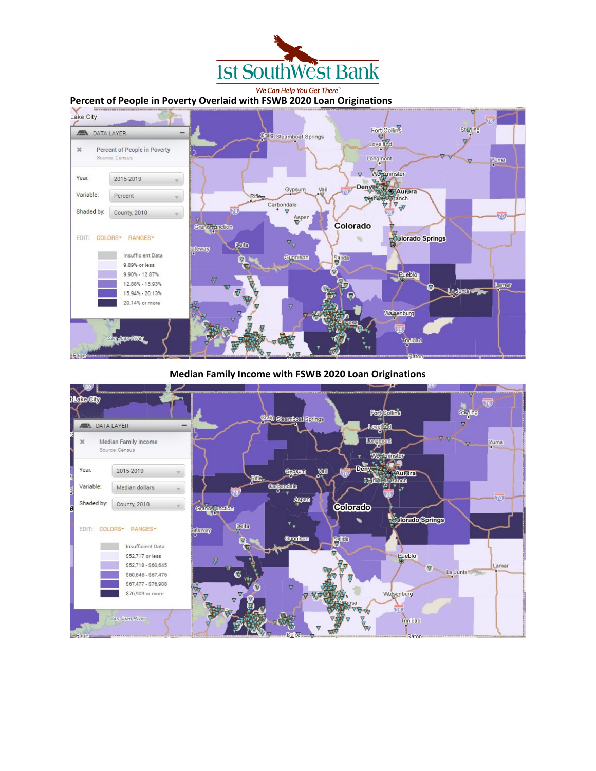1st SouthWest Bank

*We Can Help You Get There™*

**Percent of People in Poverty Overlaid with FSWB 2020 Loan Originations**

DATA LAYER

Percent of People in Poverty
Source: Census

Year: 2015-2019

Variable: Percent

Shaded by: County, 2010

EDIT: COLORS RANGES

Insufficient Data
9.89% or less
9.90% - 12.87%
12.88% - 15.93%
15.94% - 20.13%
20.14% or more

**Median Family Income with FSWB 2020 Loan Originations**

DATA LAYER

Median Family Income
Source: Census

Year: 2015-2019

Variable: Median dollars

Shaded by: County, 2010

EDIT: COLORS RANGES

Insufficient Data
$52,717 or less
$52,718 - $60,645
$60,646 - $67,476
$67,477 - $76,908
$76,909 or more